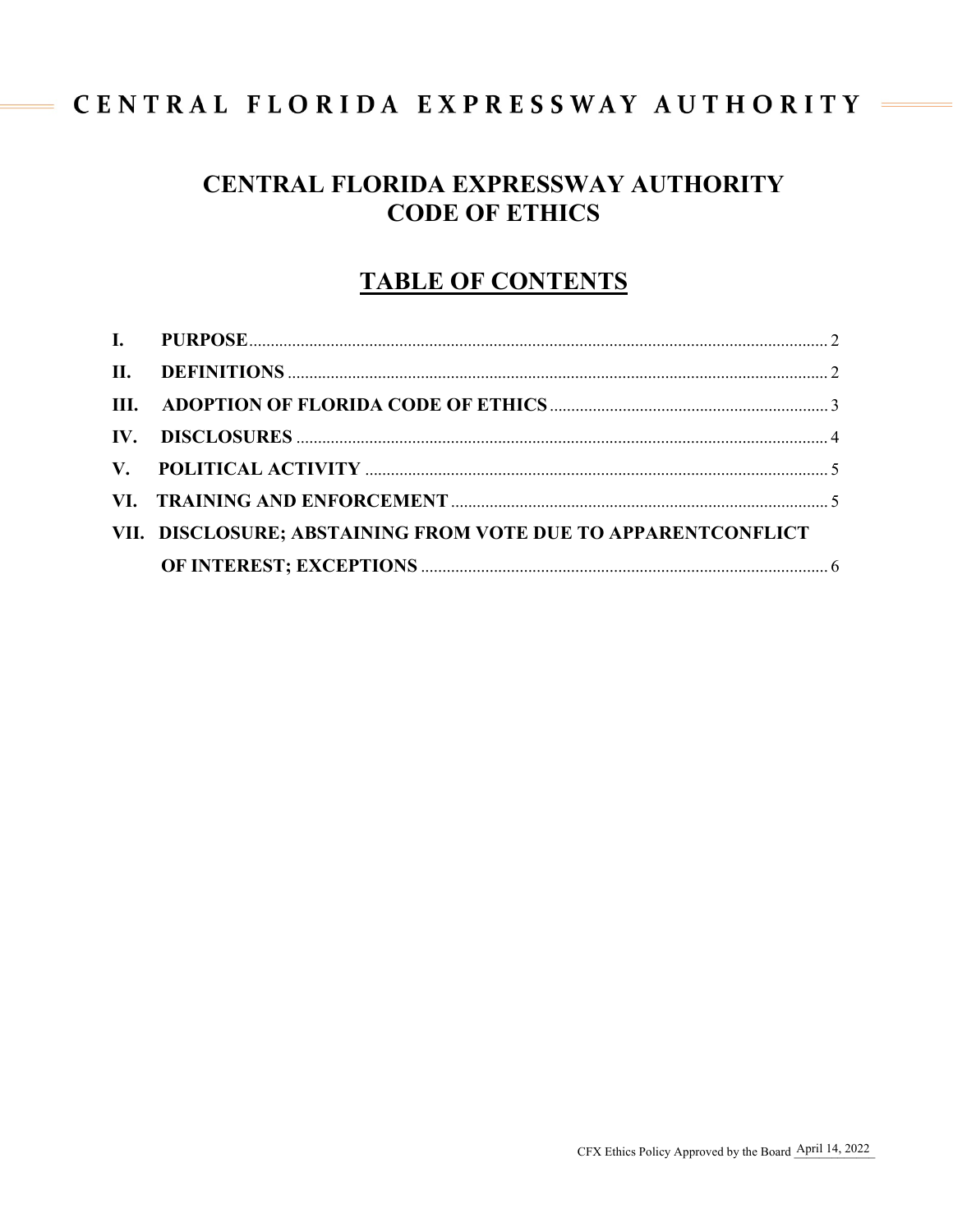# CENTRAL FLORIDA EXPRESSWAY AUTHORITY

## CENTRAL FLORIDA EXPRESSWAY AUTHORITY CODE OF ETHICS

## TABLE OF CONTENTS

**I. PURPOSE** ........................................ 2

**II. DEFINITIONS** ........................................ 2

**III. ADOPTION OF FLORIDA CODE OF ETHICS** ........................................ 3

**IV. DISCLOSURES** ........................................ 4

**V. POLITICAL ACTIVITY** ........................................ 5

**VI. TRAINING AND ENFORCEMENT** ........................................ 5

**VII. DISCLOSURE; ABSTAINING FROM VOTE DUE TO APPARENTCONFLICT OF INTEREST; EXCEPTIONS** ........................................ 6

CFX Ethics Policy Approved by the Board April 14, 2022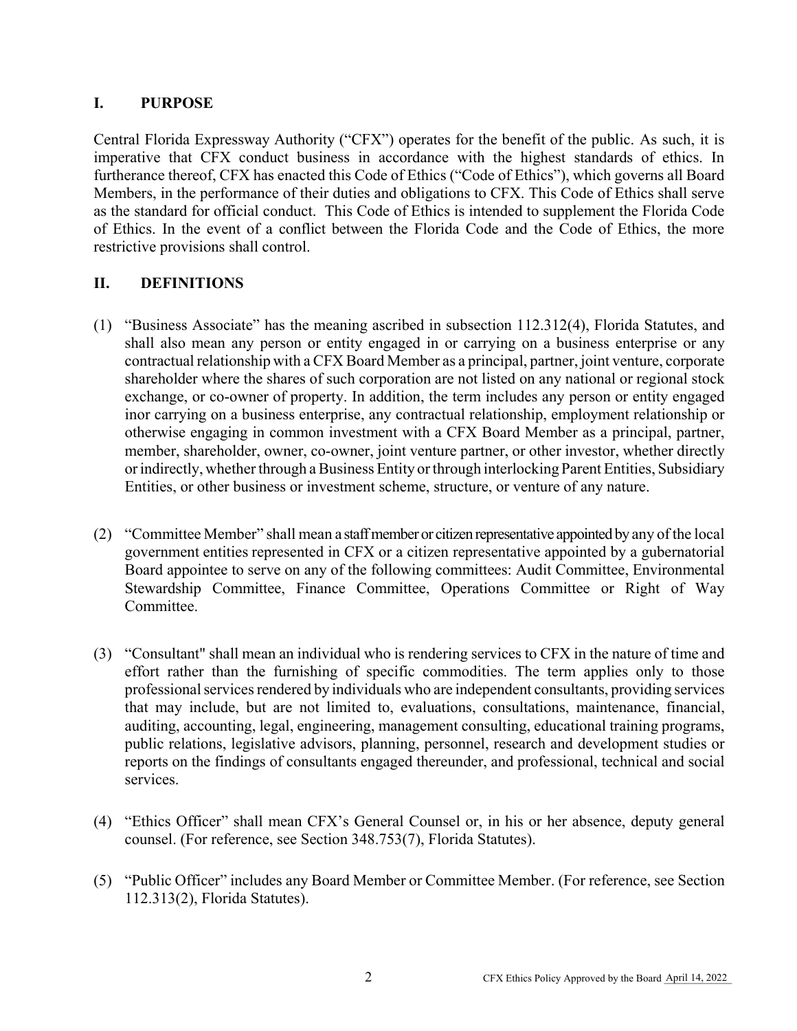## I. PURPOSE

Central Florida Expressway Authority ("CFX") operates for the benefit of the public. As such, it is imperative that CFX conduct business in accordance with the highest standards of ethics. In furtherance thereof, CFX has enacted this Code of Ethics ("Code of Ethics"), which governs all Board Members, in the performance of their duties and obligations to CFX. This Code of Ethics shall serve as the standard for official conduct. This Code of Ethics is intended to supplement the Florida Code of Ethics. In the event of a conflict between the Florida Code and the Code of Ethics, the more restrictive provisions shall control.

## II. DEFINITIONS

(1) "Business Associate" has the meaning ascribed in subsection 112.312(4), Florida Statutes, and shall also mean any person or entity engaged in or carrying on a business enterprise or any contractual relationship with a CFX Board Member as a principal, partner, joint venture, corporate shareholder where the shares of such corporation are not listed on any national or regional stock exchange, or co-owner of property. In addition, the term includes any person or entity engaged inor carrying on a business enterprise, any contractual relationship, employment relationship or otherwise engaging in common investment with a CFX Board Member as a principal, partner, member, shareholder, owner, co-owner, joint venture partner, or other investor, whether directly or indirectly, whether through a Business Entity or through interlocking Parent Entities, Subsidiary Entities, or other business or investment scheme, structure, or venture of any nature.

(2) "Committee Member" shall mean a staff member or citizen representative appointed by any of the local government entities represented in CFX or a citizen representative appointed by a gubernatorial Board appointee to serve on any of the following committees: Audit Committee, Environmental Stewardship Committee, Finance Committee, Operations Committee or Right of Way Committee.

(3) "Consultant" shall mean an individual who is rendering services to CFX in the nature of time and effort rather than the furnishing of specific commodities. The term applies only to those professional services rendered by individuals who are independent consultants, providing services that may include, but are not limited to, evaluations, consultations, maintenance, financial, auditing, accounting, legal, engineering, management consulting, educational training programs, public relations, legislative advisors, planning, personnel, research and development studies or reports on the findings of consultants engaged thereunder, and professional, technical and social services.

(4) "Ethics Officer" shall mean CFX's General Counsel or, in his or her absence, deputy general counsel. (For reference, see Section 348.753(7), Florida Statutes).

(5) "Public Officer" includes any Board Member or Committee Member. (For reference, see Section 112.313(2), Florida Statutes).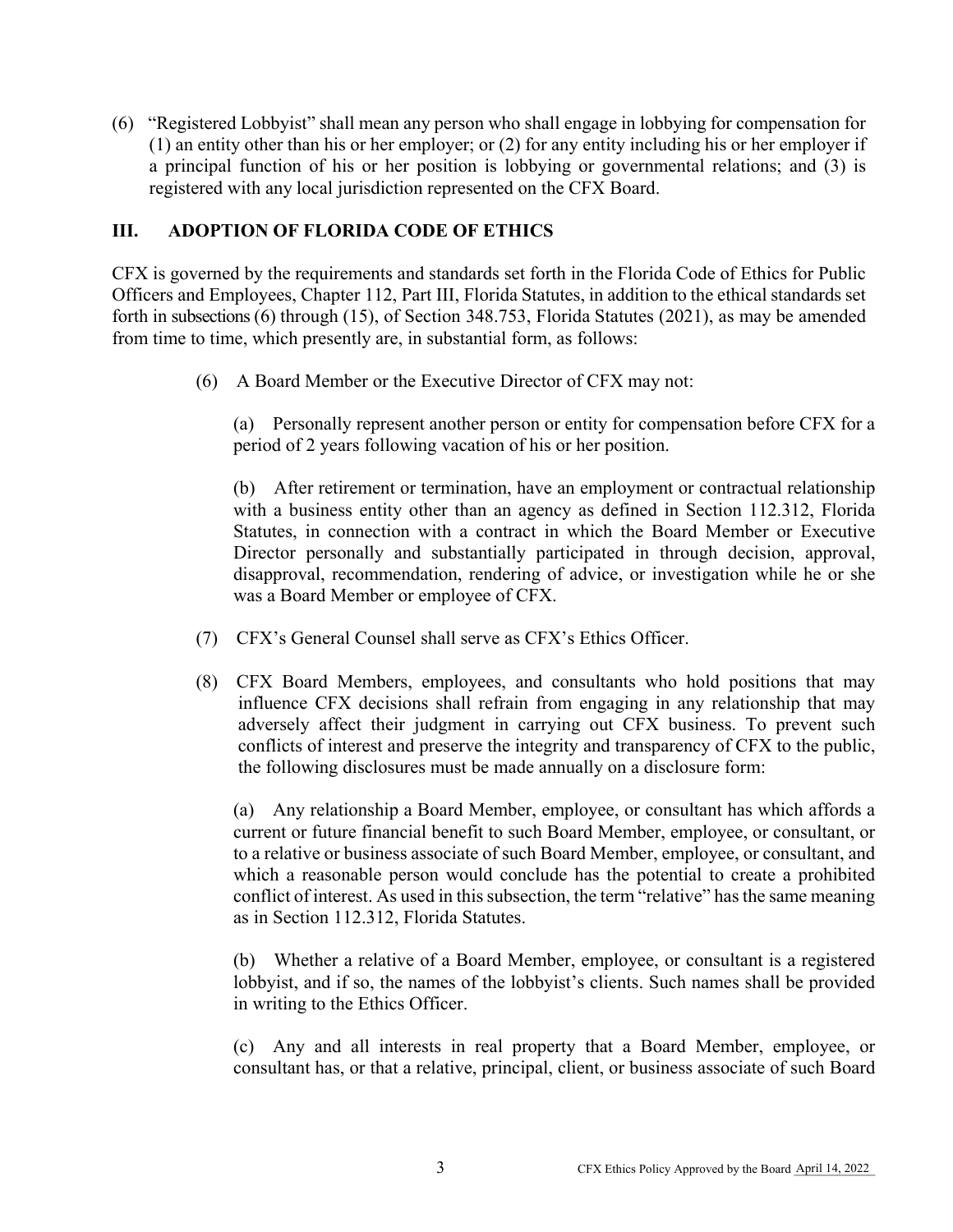(6) "Registered Lobbyist" shall mean any person who shall engage in lobbying for compensation for (1) an entity other than his or her employer; or (2) for any entity including his or her employer if a principal function of his or her position is lobbying or governmental relations; and (3) is registered with any local jurisdiction represented on the CFX Board.

## III. ADOPTION OF FLORIDA CODE OF ETHICS

CFX is governed by the requirements and standards set forth in the Florida Code of Ethics for Public Officers and Employees, Chapter 112, Part III, Florida Statutes, in addition to the ethical standards set forth in subsections (6) through (15), of Section 348.753, Florida Statutes (2021), as may be amended from time to time, which presently are, in substantial form, as follows:

(6) A Board Member or the Executive Director of CFX may not:

(a) Personally represent another person or entity for compensation before CFX for a period of 2 years following vacation of his or her position.

(b) After retirement or termination, have an employment or contractual relationship with a business entity other than an agency as defined in Section 112.312, Florida Statutes, in connection with a contract in which the Board Member or Executive Director personally and substantially participated in through decision, approval, disapproval, recommendation, rendering of advice, or investigation while he or she was a Board Member or employee of CFX.

(7) CFX's General Counsel shall serve as CFX's Ethics Officer.

(8) CFX Board Members, employees, and consultants who hold positions that may influence CFX decisions shall refrain from engaging in any relationship that may adversely affect their judgment in carrying out CFX business. To prevent such conflicts of interest and preserve the integrity and transparency of CFX to the public, the following disclosures must be made annually on a disclosure form:

(a) Any relationship a Board Member, employee, or consultant has which affords a current or future financial benefit to such Board Member, employee, or consultant, or to a relative or business associate of such Board Member, employee, or consultant, and which a reasonable person would conclude has the potential to create a prohibited conflict of interest. As used in this subsection, the term "relative" has the same meaning as in Section 112.312, Florida Statutes.

(b) Whether a relative of a Board Member, employee, or consultant is a registered lobbyist, and if so, the names of the lobbyist's clients. Such names shall be provided in writing to the Ethics Officer.

(c) Any and all interests in real property that a Board Member, employee, or consultant has, or that a relative, principal, client, or business associate of such Board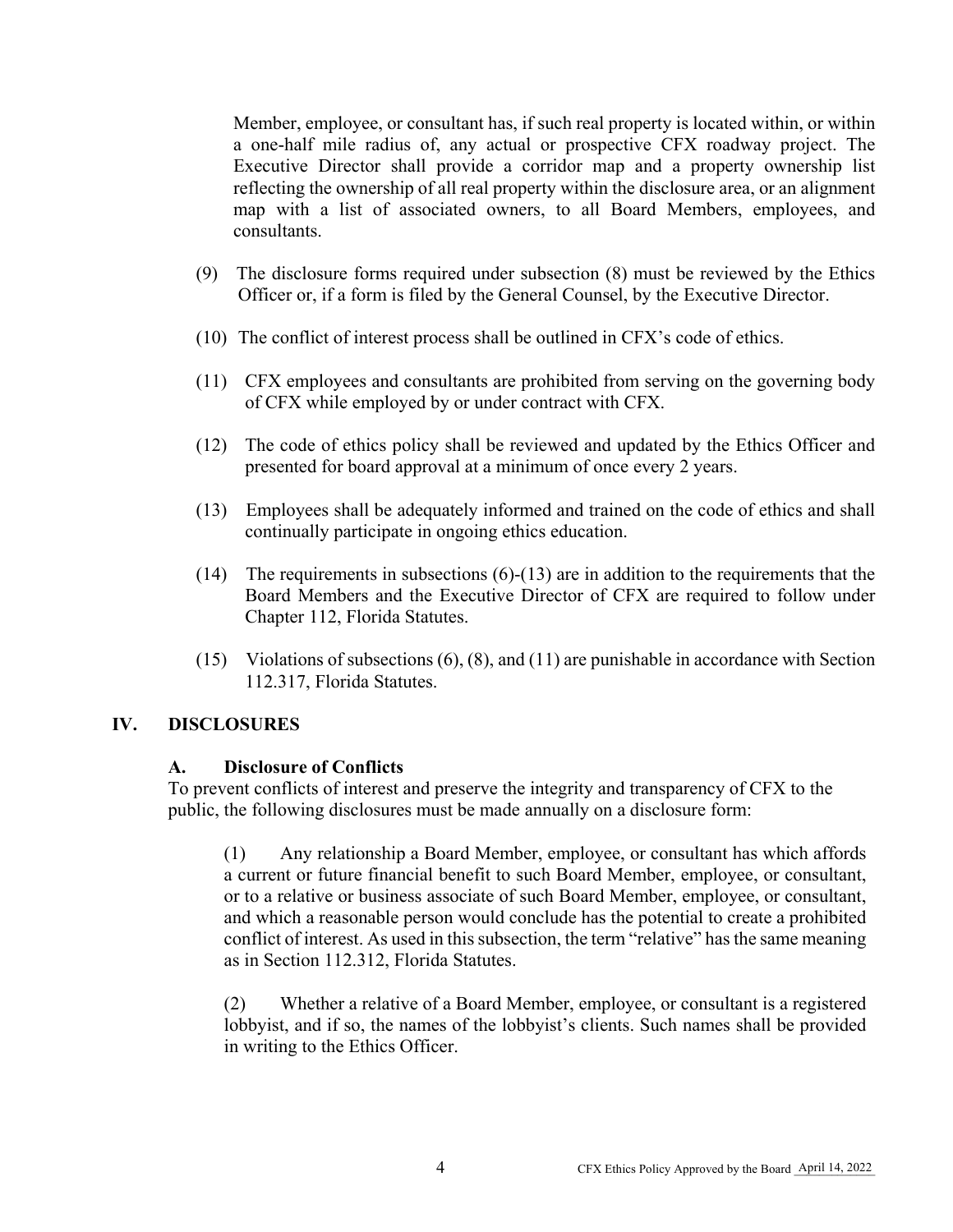Member, employee, or consultant has, if such real property is located within, or within a one-half mile radius of, any actual or prospective CFX roadway project. The Executive Director shall provide a corridor map and a property ownership list reflecting the ownership of all real property within the disclosure area, or an alignment map with a list of associated owners, to all Board Members, employees, and consultants.

(9) The disclosure forms required under subsection (8) must be reviewed by the Ethics Officer or, if a form is filed by the General Counsel, by the Executive Director.

(10) The conflict of interest process shall be outlined in CFX's code of ethics.

(11) CFX employees and consultants are prohibited from serving on the governing body of CFX while employed by or under contract with CFX.

(12) The code of ethics policy shall be reviewed and updated by the Ethics Officer and presented for board approval at a minimum of once every 2 years.

(13) Employees shall be adequately informed and trained on the code of ethics and shall continually participate in ongoing ethics education.

(14) The requirements in subsections (6)-(13) are in addition to the requirements that the Board Members and the Executive Director of CFX are required to follow under Chapter 112, Florida Statutes.

(15) Violations of subsections (6), (8), and (11) are punishable in accordance with Section 112.317, Florida Statutes.

## IV. DISCLOSURES

### A. Disclosure of Conflicts

To prevent conflicts of interest and preserve the integrity and transparency of CFX to the public, the following disclosures must be made annually on a disclosure form:

(1) Any relationship a Board Member, employee, or consultant has which affords a current or future financial benefit to such Board Member, employee, or consultant, or to a relative or business associate of such Board Member, employee, or consultant, and which a reasonable person would conclude has the potential to create a prohibited conflict of interest. As used in this subsection, the term "relative" has the same meaning as in Section 112.312, Florida Statutes.

(2) Whether a relative of a Board Member, employee, or consultant is a registered lobbyist, and if so, the names of the lobbyist's clients. Such names shall be provided in writing to the Ethics Officer.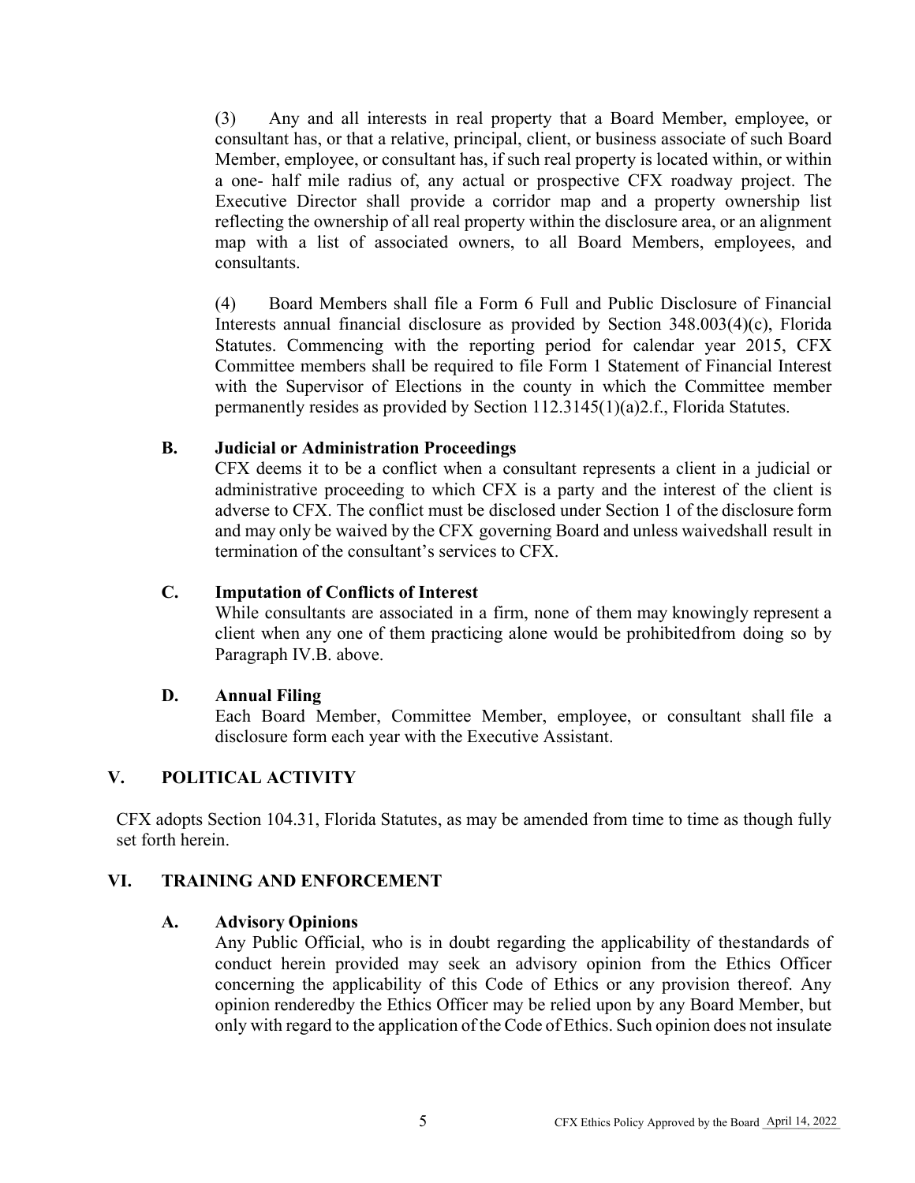(3) Any and all interests in real property that a Board Member, employee, or consultant has, or that a relative, principal, client, or business associate of such Board Member, employee, or consultant has, if such real property is located within, or within a one- half mile radius of, any actual or prospective CFX roadway project. The Executive Director shall provide a corridor map and a property ownership list reflecting the ownership of all real property within the disclosure area, or an alignment map with a list of associated owners, to all Board Members, employees, and consultants.

(4) Board Members shall file a Form 6 Full and Public Disclosure of Financial Interests annual financial disclosure as provided by Section 348.003(4)(c), Florida Statutes. Commencing with the reporting period for calendar year 2015, CFX Committee members shall be required to file Form 1 Statement of Financial Interest with the Supervisor of Elections in the county in which the Committee member permanently resides as provided by Section 112.3145(1)(a)2.f., Florida Statutes.

### B. Judicial or Administration Proceedings

CFX deems it to be a conflict when a consultant represents a client in a judicial or administrative proceeding to which CFX is a party and the interest of the client is adverse to CFX. The conflict must be disclosed under Section 1 of the disclosure form and may only be waived by the CFX governing Board and unless waivedshall result in termination of the consultant's services to CFX.

### C. Imputation of Conflicts of Interest

While consultants are associated in a firm, none of them may knowingly represent a client when any one of them practicing alone would be prohibitedfrom doing so by Paragraph IV.B. above.

### D. Annual Filing

Each Board Member, Committee Member, employee, or consultant shall file a disclosure form each year with the Executive Assistant.

## V. POLITICAL ACTIVITY

CFX adopts Section 104.31, Florida Statutes, as may be amended from time to time as though fully set forth herein.

## VI. TRAINING AND ENFORCEMENT

### A. Advisory Opinions

Any Public Official, who is in doubt regarding the applicability of thestandards of conduct herein provided may seek an advisory opinion from the Ethics Officer concerning the applicability of this Code of Ethics or any provision thereof. Any opinion renderedby the Ethics Officer may be relied upon by any Board Member, but only with regard to the application of the Code of Ethics. Such opinion does not insulate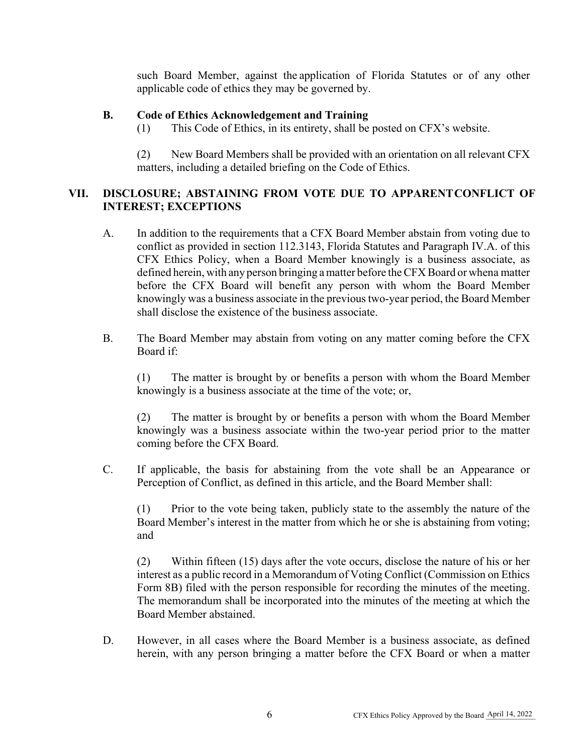such Board Member, against the application of Florida Statutes or of any other applicable code of ethics they may be governed by.

**B. Code of Ethics Acknowledgement and Training**

(1) This Code of Ethics, in its entirety, shall be posted on CFX's website.

(2) New Board Members shall be provided with an orientation on all relevant CFX matters, including a detailed briefing on the Code of Ethics.

## VII. DISCLOSURE; ABSTAINING FROM VOTE DUE TO APPARENT CONFLICT OF INTEREST; EXCEPTIONS

A. In addition to the requirements that a CFX Board Member abstain from voting due to conflict as provided in section 112.3143, Florida Statutes and Paragraph IV.A. of this CFX Ethics Policy, when a Board Member knowingly is a business associate, as defined herein, with any person bringing a matter before the CFX Board or when a matter before the CFX Board will benefit any person with whom the Board Member knowingly was a business associate in the previous two-year period, the Board Member shall disclose the existence of the business associate.

B. The Board Member may abstain from voting on any matter coming before the CFX Board if:

(1) The matter is brought by or benefits a person with whom the Board Member knowingly is a business associate at the time of the vote; or,

(2) The matter is brought by or benefits a person with whom the Board Member knowingly was a business associate within the two-year period prior to the matter coming before the CFX Board.

C. If applicable, the basis for abstaining from the vote shall be an Appearance or Perception of Conflict, as defined in this article, and the Board Member shall:

(1) Prior to the vote being taken, publicly state to the assembly the nature of the Board Member's interest in the matter from which he or she is abstaining from voting; and

(2) Within fifteen (15) days after the vote occurs, disclose the nature of his or her interest as a public record in a Memorandum of Voting Conflict (Commission on Ethics Form 8B) filed with the person responsible for recording the minutes of the meeting. The memorandum shall be incorporated into the minutes of the meeting at which the Board Member abstained.

D. However, in all cases where the Board Member is a business associate, as defined herein, with any person bringing a matter before the CFX Board or when a matter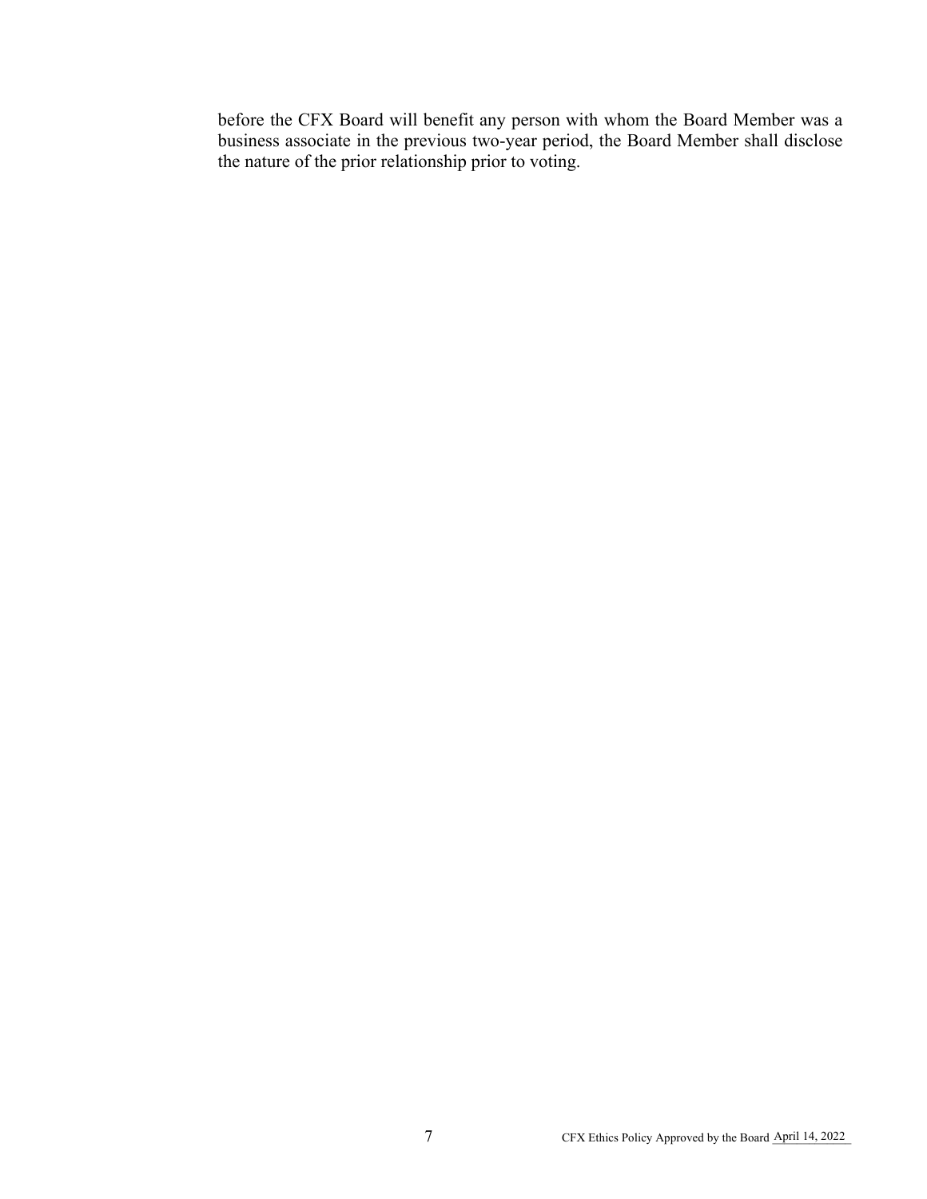before the CFX Board will benefit any person with whom the Board Member was a business associate in the previous two-year period, the Board Member shall disclose the nature of the prior relationship prior to voting.